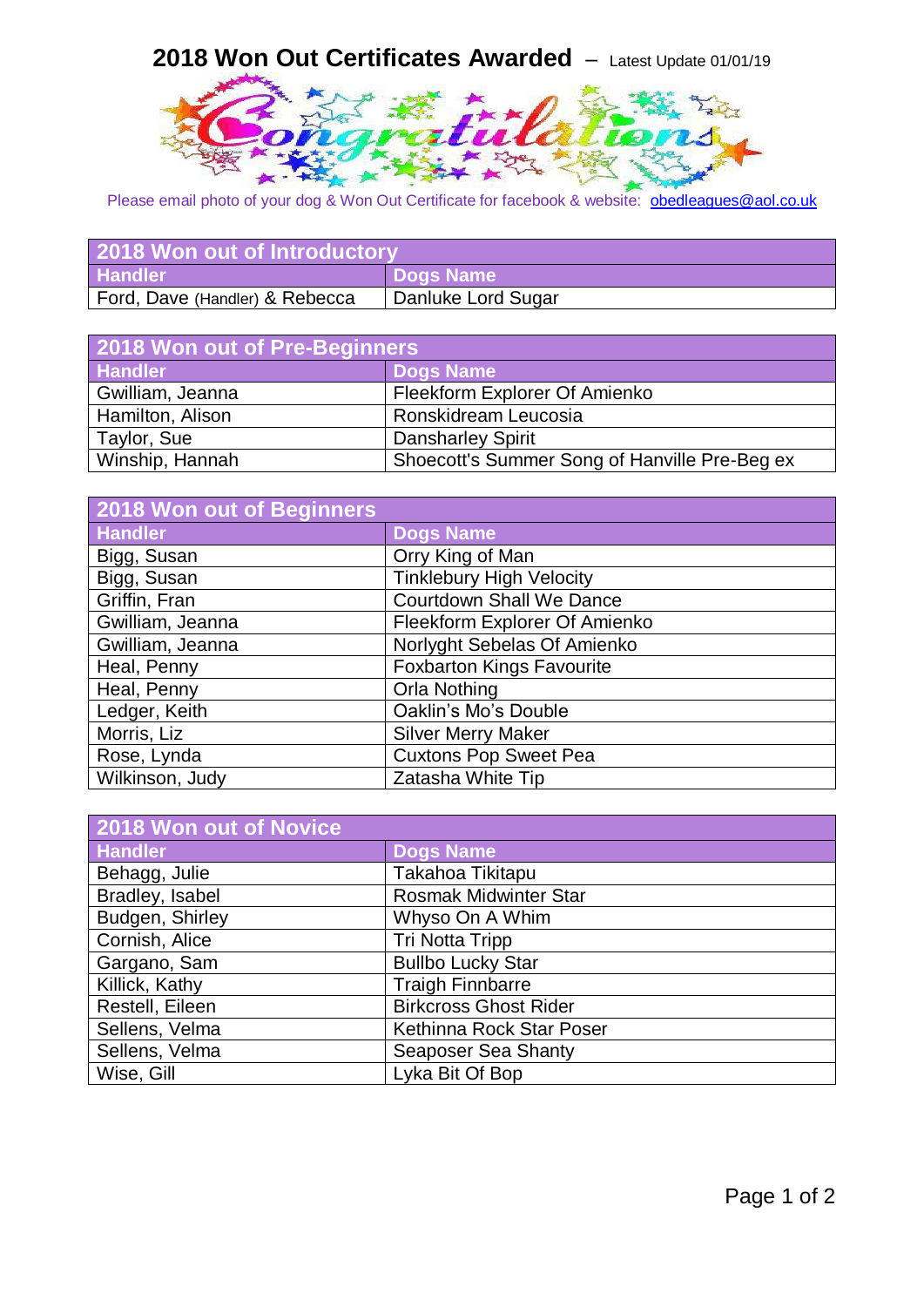# 2018 Won Out Certificates Awarded – Latest Update 01/01/19

Please email photo of your dog & Won Out Certificate for facebook & website: obedleagues@aol.co.uk

| 2018 Won out of Introductory | |
|---|---|
| **Handler** | **Dogs Name** |
| Ford, Dave (Handler) & Rebecca | Danluke Lord Sugar |

| 2018 Won out of Pre-Beginners | |
|---|---|
| **Handler** | **Dogs Name** |
| Gwilliam, Jeanna | Fleekform Explorer Of Amienko |
| Hamilton, Alison | Ronskidream Leucosia |
| Taylor, Sue | Dansharley Spirit |
| Winship, Hannah | Shoecott's Summer Song of Hanville Pre-Beg ex |

| 2018 Won out of Beginners | |
|---|---|
| **Handler** | **Dogs Name** |
| Bigg, Susan | Orry King of Man |
| Bigg, Susan | Tinklebury High Velocity |
| Griffin, Fran | Courtdown Shall We Dance |
| Gwilliam, Jeanna | Fleekform Explorer Of Amienko |
| Gwilliam, Jeanna | Norlyght Sebelas Of Amienko |
| Heal, Penny | Foxbarton Kings Favourite |
| Heal, Penny | Orla Nothing |
| Ledger, Keith | Oaklin's Mo's Double |
| Morris, Liz | Silver Merry Maker |
| Rose, Lynda | Cuxtons Pop Sweet Pea |
| Wilkinson, Judy | Zatasha White Tip |

| 2018 Won out of Novice | |
|---|---|
| **Handler** | **Dogs Name** |
| Behagg, Julie | Takahoa Tikitapu |
| Bradley, Isabel | Rosmak Midwinter Star |
| Budgen, Shirley | Whyso On A Whim |
| Cornish, Alice | Tri Notta Tripp |
| Gargano, Sam | Bullbo Lucky Star |
| Killick, Kathy | Traigh Finnbarre |
| Restell, Eileen | Birkcross Ghost Rider |
| Sellens, Velma | Kethinna Rock Star Poser |
| Sellens, Velma | Seaposer Sea Shanty |
| Wise, Gill | Lyka Bit Of Bop |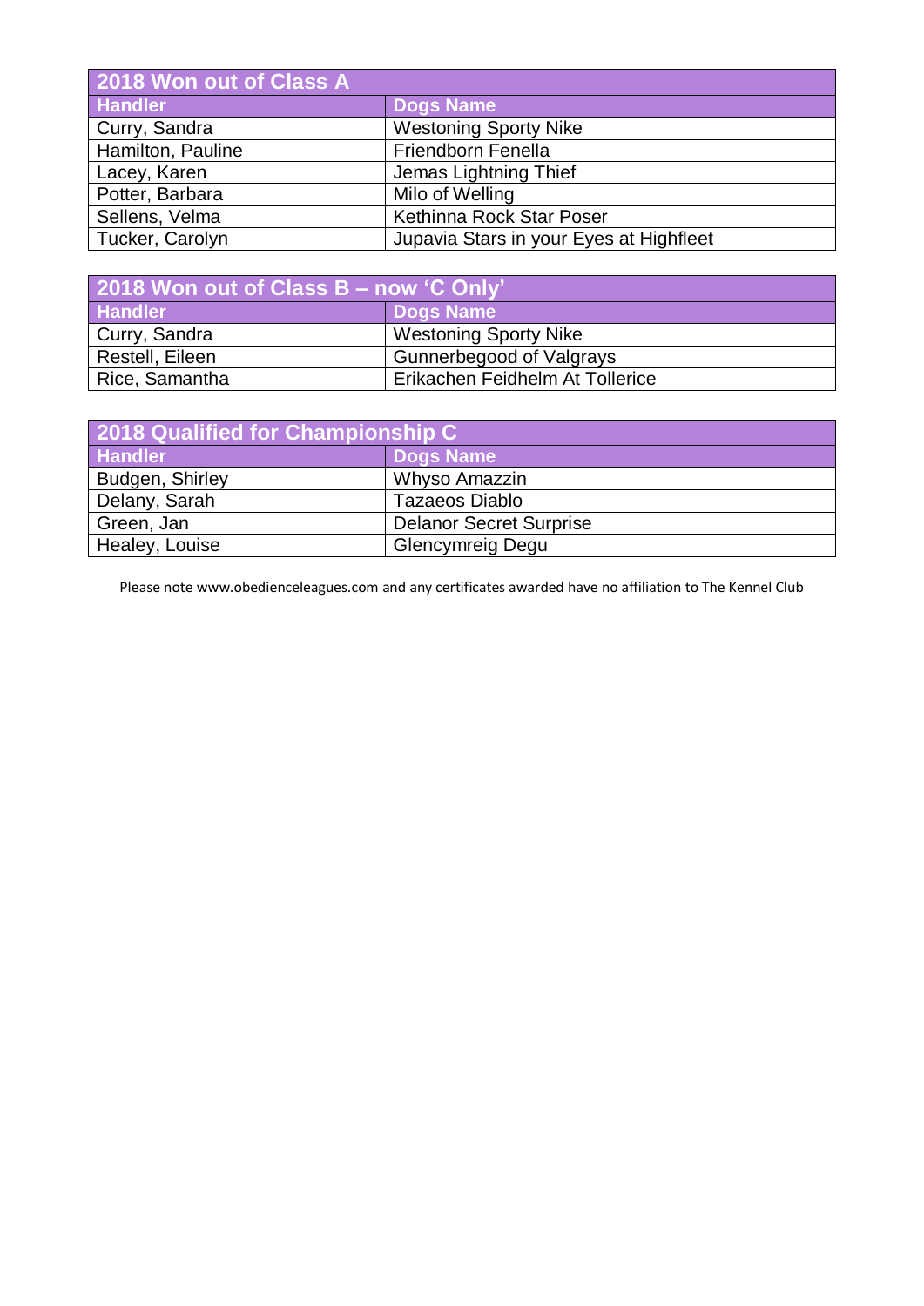| 2018 Won out of Class A | |
| --- | --- |
| **Handler** | **Dogs Name** |
| Curry, Sandra | Westoning Sporty Nike |
| Hamilton, Pauline | Friendborn Fenella |
| Lacey, Karen | Jemas Lightning Thief |
| Potter, Barbara | Milo of Welling |
| Sellens, Velma | Kethinna Rock Star Poser |
| Tucker, Carolyn | Jupavia Stars in your Eyes at Highfleet |

| 2018 Won out of Class B – now 'C Only' | |
| --- | --- |
| **Handler** | **Dogs Name** |
| Curry, Sandra | Westoning Sporty Nike |
| Restell, Eileen | Gunnerbegood of Valgrays |
| Rice, Samantha | Erikachen Feidhelm At Tollerice |

| 2018 Qualified for Championship C | |
| --- | --- |
| **Handler** | **Dogs Name** |
| Budgen, Shirley | Whyso Amazzin |
| Delany, Sarah | Tazaeos Diablo |
| Green, Jan | Delanor Secret Surprise |
| Healey, Louise | Glencymreig Degu |

Please note www.obedienceleagues.com and any certificates awarded have no affiliation to The Kennel Club